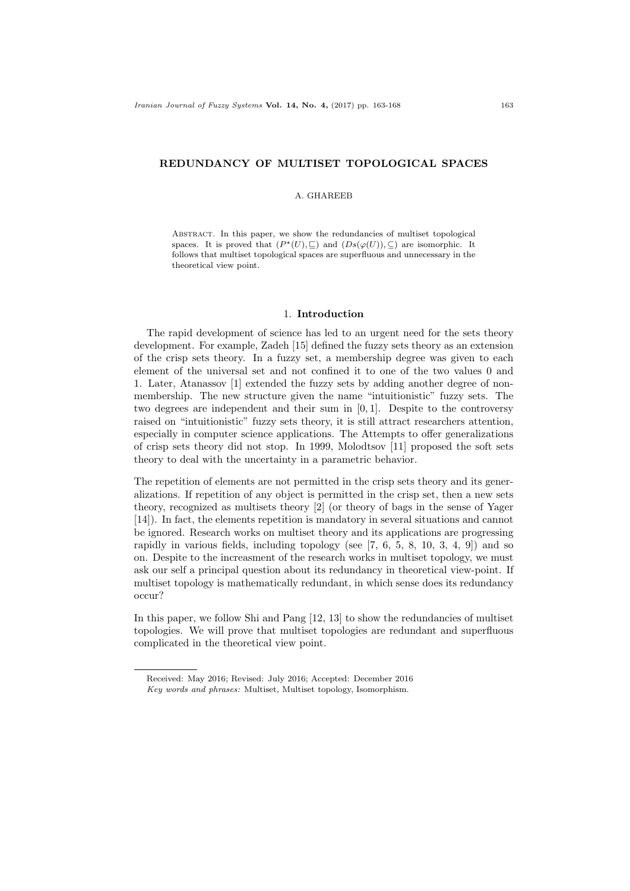# REDUNDANCY OF MULTISET TOPOLOGICAL SPACES

A. GHAREEB

Abstract. In this paper, we show the redundancies of multiset topological spaces. It is proved that $(P^\star(U), \sqsubseteq)$ and $(Ds(\varphi(U)), \subseteq)$ are isomorphic. It follows that multiset topological spaces are superfluous and unnecessary in the theoretical view point.

## 1. Introduction

The rapid development of science has led to an urgent need for the sets theory development. For example, Zadeh [15] defined the fuzzy sets theory as an extension of the crisp sets theory. In a fuzzy set, a membership degree was given to each element of the universal set and not confined it to one of the two values 0 and 1. Later, Atanassov [1] extended the fuzzy sets by adding another degree of non-membership. The new structure given the name "intuitionistic" fuzzy sets. The two degrees are independent and their sum in $[0, 1]$. Despite to the controversy raised on "intuitionistic" fuzzy sets theory, it is still attract researchers attention, especially in computer science applications. The Attempts to offer generalizations of crisp sets theory did not stop. In 1999, Molodtsov [11] proposed the soft sets theory to deal with the uncertainty in a parametric behavior.

The repetition of elements are not permitted in the crisp sets theory and its generalizations. If repetition of any object is permitted in the crisp set, then a new sets theory, recognized as multisets theory [2] (or theory of bags in the sense of Yager [14]). In fact, the elements repetition is mandatory in several situations and cannot be ignored. Research works on multiset theory and its applications are progressing rapidly in various fields, including topology (see [7, 6, 5, 8, 10, 3, 4, 9]) and so on. Despite to the increasment of the research works in multiset topology, we must ask our self a principal question about its redundancy in theoretical view-point. If multiset topology is mathematically redundant, in which sense does its redundancy occur?

In this paper, we follow Shi and Pang [12, 13] to show the redundancies of multiset topologies. We will prove that multiset topologies are redundant and superfluous complicated in the theoretical view point.

Received: May 2016; Revised: July 2016; Accepted: December 2016

*Key words and phrases:* Multiset, Multiset topology, Isomorphism.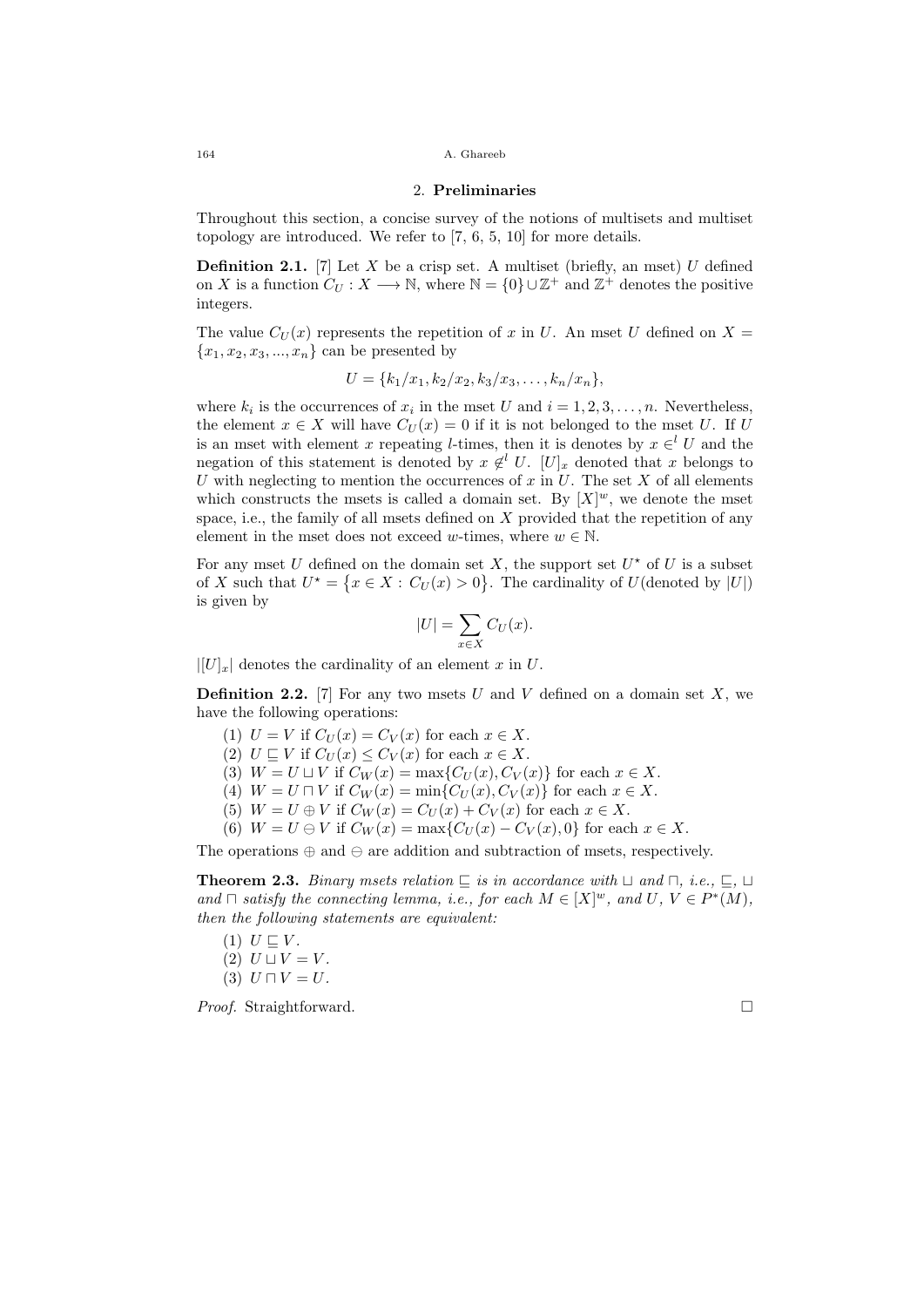## 2. Preliminaries

Throughout this section, a concise survey of the notions of multisets and multiset topology are introduced. We refer to [7, 6, 5, 10] for more details.

**Definition 2.1.** [7] Let $X$ be a crisp set. A multiset (briefly, an mset) $U$ defined on $X$ is a function $C_U : X \longrightarrow \mathbb{N}$, where $\mathbb{N} = \{0\} \cup \mathbb{Z}^+$ and $\mathbb{Z}^+$ denotes the positive integers.

The value $C_U(x)$ represents the repetition of $x$ in $U$. An mset $U$ defined on $X = \{x_1, x_2, x_3, ..., x_n\}$ can be presented by

$$U = \{k_1/x_1, k_2/x_2, k_3/x_3, \dots, k_n/x_n\},$$

where $k_i$ is the occurrences of $x_i$ in the mset $U$ and $i = 1, 2, 3, \dots, n$. Nevertheless, the element $x \in X$ will have $C_U(x) = 0$ if it is not belonged to the mset $U$. If $U$ is an mset with element $x$ repeating $l$-times, then it is denotes by $x \in^l U$ and the negation of this statement is denoted by $x \notin^l U$. $[U]_x$ denoted that $x$ belongs to $U$ with neglecting to mention the occurrences of $x$ in $U$. The set $X$ of all elements which constructs the msets is called a domain set. By $[X]^w$, we denote the mset space, i.e., the family of all msets defined on $X$ provided that the repetition of any element in the mset does not exceed $w$-times, where $w \in \mathbb{N}$.

For any mset $U$ defined on the domain set $X$, the support set $U^\star$ of $U$ is a subset of $X$ such that $U^\star = \{x \in X : C_U(x) > 0\}$. The cardinality of $U$(denoted by $|U|$) is given by

$$|U| = \sum_{x \in X} C_U(x).$$

$|[U]_x|$ denotes the cardinality of an element $x$ in $U$.

**Definition 2.2.** [7] For any two msets $U$ and $V$ defined on a domain set $X$, we have the following operations:

(1) $U = V$ if $C_U(x) = C_V(x)$ for each $x \in X$.
(2) $U \sqsubseteq V$ if $C_U(x) \leq C_V(x)$ for each $x \in X$.
(3) $W = U \sqcup V$ if $C_W(x) = \max\{C_U(x), C_V(x)\}$ for each $x \in X$.
(4) $W = U \sqcap V$ if $C_W(x) = \min\{C_U(x), C_V(x)\}$ for each $x \in X$.
(5) $W = U \oplus V$ if $C_W(x) = C_U(x) + C_V(x)$ for each $x \in X$.
(6) $W = U \ominus V$ if $C_W(x) = \max\{C_U(x) - C_V(x), 0\}$ for each $x \in X$.

The operations $\oplus$ and $\ominus$ are addition and subtraction of msets, respectively.

**Theorem 2.3.** *Binary msets relation $\sqsubseteq$ is in accordance with $\sqcup$ and $\sqcap$, i.e., $\sqsubseteq$, $\sqcup$ and $\sqcap$ satisfy the connecting lemma, i.e., for each $M \in [X]^w$, and $U$, $V \in P^*(M)$, then the following statements are equivalent:*

(1) $U \sqsubseteq V$.
(2) $U \sqcup V = V$.
(3) $U \sqcap V = U$.

*Proof.* Straightforward. $\square$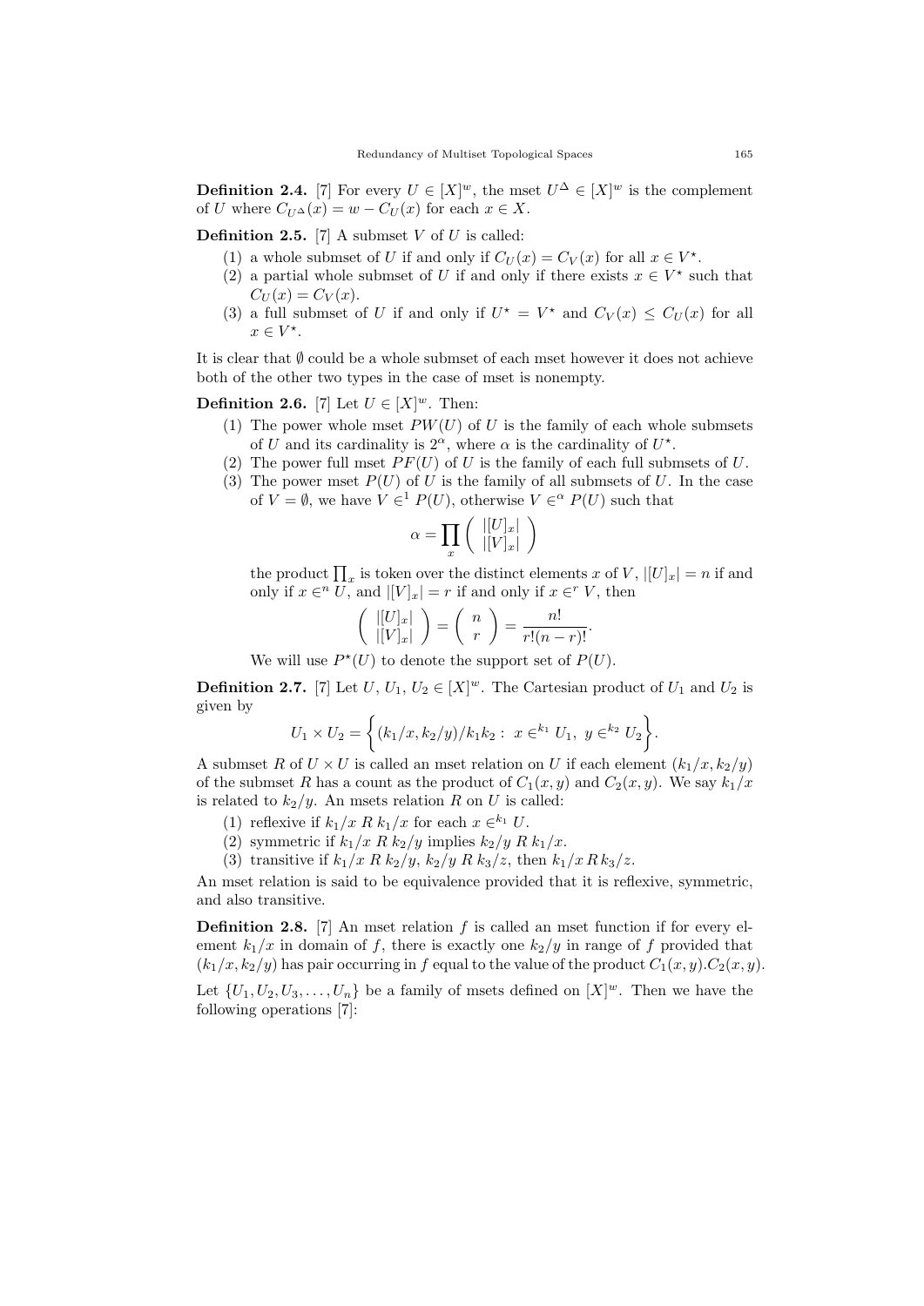**Definition 2.4.** [7] For every $U \in [X]^w$, the mset $U^\Delta \in [X]^w$ is the complement of $U$ where $C_{U^\Delta}(x) = w - C_U(x)$ for each $x \in X$.

**Definition 2.5.** [7] A submset $V$ of $U$ is called:

(1) a whole submset of $U$ if and only if $C_U(x) = C_V(x)$ for all $x \in V^\star$.

(2) a partial whole submset of $U$ if and only if there exists $x \in V^\star$ such that $C_U(x) = C_V(x)$.

(3) a full submset of $U$ if and only if $U^\star = V^\star$ and $C_V(x) \leq C_U(x)$ for all $x \in V^\star$.

It is clear that $\emptyset$ could be a whole submset of each mset however it does not achieve both of the other two types in the case of mset is nonempty.

**Definition 2.6.** [7] Let $U \in [X]^w$. Then:

(1) The power whole mset $PW(U)$ of $U$ is the family of each whole submsets of $U$ and its cardinality is $2^\alpha$, where $\alpha$ is the cardinality of $U^\star$.

(2) The power full mset $PF(U)$ of $U$ is the family of each full submsets of $U$.

(3) The power mset $P(U)$ of $U$ is the family of all submsets of $U$. In the case of $V = \emptyset$, we have $V \in^1 P(U)$, otherwise $V \in^\alpha P(U)$ such that

$$\alpha = \prod_x \left( \begin{array}{c} |[U]_x| \\ |[V]_x| \end{array} \right)$$

the product $\prod_x$ is token over the distinct elements $x$ of $V$, $|[U]_x| = n$ if and only if $x \in^n U$, and $|[V]_x| = r$ if and only if $x \in^r V$, then

$$\left( \begin{array}{c} |[U]_x| \\ |[V]_x| \end{array} \right) = \left( \begin{array}{c} n \\ r \end{array} \right) = \frac{n!}{r!(n-r)!}.$$

We will use $P^\star(U)$ to denote the support set of $P(U)$.

**Definition 2.7.** [7] Let $U$, $U_1$, $U_2 \in [X]^w$. The Cartesian product of $U_1$ and $U_2$ is given by

$$U_1 \times U_2 = \left\{ (k_1/x, k_2/y)/k_1k_2 : \ x \in^{k_1} U_1, \ y \in^{k_2} U_2 \right\}.$$

A submset $R$ of $U \times U$ is called an mset relation on $U$ if each element $(k_1/x, k_2/y)$ of the submset $R$ has a count as the product of $C_1(x, y)$ and $C_2(x, y)$. We say $k_1/x$ is related to $k_2/y$. An msets relation $R$ on $U$ is called:

(1) reflexive if $k_1/x \ R \ k_1/x$ for each $x \in^{k_1} U$.

(2) symmetric if $k_1/x \ R \ k_2/y$ implies $k_2/y \ R \ k_1/x$.

(3) transitive if $k_1/x \ R \ k_2/y$, $k_2/y \ R \ k_3/z$, then $k_1/x \, R \, k_3/z$.

An mset relation is said to be equivalence provided that it is reflexive, symmetric, and also transitive.

**Definition 2.8.** [7] An mset relation $f$ is called an mset function if for every element $k_1/x$ in domain of $f$, there is exactly one $k_2/y$ in range of $f$ provided that $(k_1/x, k_2/y)$ has pair occurring in $f$ equal to the value of the product $C_1(x, y).C_2(x, y)$.

Let $\{U_1, U_2, U_3, \ldots, U_n\}$ be a family of msets defined on $[X]^w$. Then we have the following operations [7]: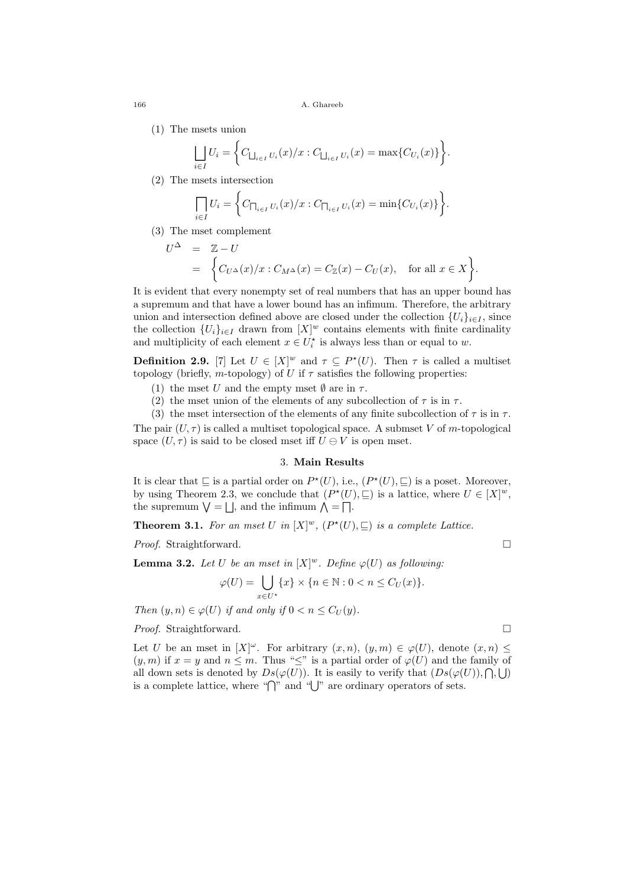(1) The msets union

$$\bigsqcup_{i\in I} U_i = \left\{ C_{\bigsqcup_{i\in I} U_i}(x)/x : C_{\bigsqcup_{i\in I} U_i}(x) = \max\{C_{U_i}(x)\} \right\}.$$

(2) The msets intersection

$$\bigsqcap_{i\in I} U_i = \left\{ C_{\bigsqcap_{i\in I} U_i}(x)/x : C_{\bigsqcap_{i\in I} U_i}(x) = \min\{C_{U_i}(x)\} \right\}.$$

(3) The mset complement

$$\begin{aligned} U^{\Delta} &= \mathbb{Z} - U \\ &= \left\{ C_{U^{\Delta}}(x)/x : C_{M^{\Delta}}(x) = C_{\mathbb{Z}}(x) - C_U(x), \quad \text{for all } x \in X \right\}. \end{aligned}$$

It is evident that every nonempty set of real numbers that has an upper bound has a supremum and that have a lower bound has an infimum. Therefore, the arbitrary union and intersection defined above are closed under the collection $\{U_i\}_{i\in I}$, since the collection $\{U_i\}_{i\in I}$ drawn from $[X]^w$ contains elements with finite cardinality and multiplicity of each element $x \in U_i^{\star}$ is always less than or equal to $w$.

**Definition 2.9.** [7] Let $U \in [X]^w$ and $\tau \subseteq P^{\star}(U)$. Then $\tau$ is called a multiset topology (briefly, $m$-topology) of $U$ if $\tau$ satisfies the following properties:

(1) the mset $U$ and the empty mset $\emptyset$ are in $\tau$.

(2) the mset union of the elements of any subcollection of $\tau$ is in $\tau$.

(3) the mset intersection of the elements of any finite subcollection of $\tau$ is in $\tau$.

The pair $(U, \tau)$ is called a multiset topological space. A submset $V$ of $m$-topological space $(U, \tau)$ is said to be closed mset iff $U \ominus V$ is open mset.

## 3. Main Results

It is clear that $\sqsubseteq$ is a partial order on $P^{\star}(U)$, i.e., $(P^{\star}(U), \sqsubseteq)$ is a poset. Moreover, by using Theorem 2.3, we conclude that $(P^{\star}(U), \sqsubseteq)$ is a lattice, where $U \in [X]^w$, the supremum $\bigvee = \bigsqcup$, and the infimum $\bigwedge = \bigsqcap$.

**Theorem 3.1.** *For an mset $U$ in $[X]^w$, $(P^{\star}(U), \sqsubseteq)$ is a complete Lattice.*

*Proof.* Straightforward. □

**Lemma 3.2.** *Let $U$ be an mset in $[X]^w$. Define $\varphi(U)$ as following:*

$$\varphi(U) = \bigcup_{x\in U^{\star}} \{x\} \times \{n \in \mathbb{N} : 0 < n \leq C_U(x)\}.$$

*Then $(y, n) \in \varphi(U)$ if and only if $0 < n \leq C_U(y)$.*

*Proof.* Straightforward. □

Let $U$ be an mset in $[X]^{\omega}$. For arbitrary $(x, n)$, $(y, m) \in \varphi(U)$, denote $(x, n) \leq (y, m)$ if $x = y$ and $n \leq m$. Thus "$\leq$" is a partial order of $\varphi(U)$ and the family of all down sets is denoted by $Ds(\varphi(U))$. It is easily to verify that $(Ds(\varphi(U)), \bigcap, \bigcup)$ is a complete lattice, where "$\bigcap$" and "$\bigcup$" are ordinary operators of sets.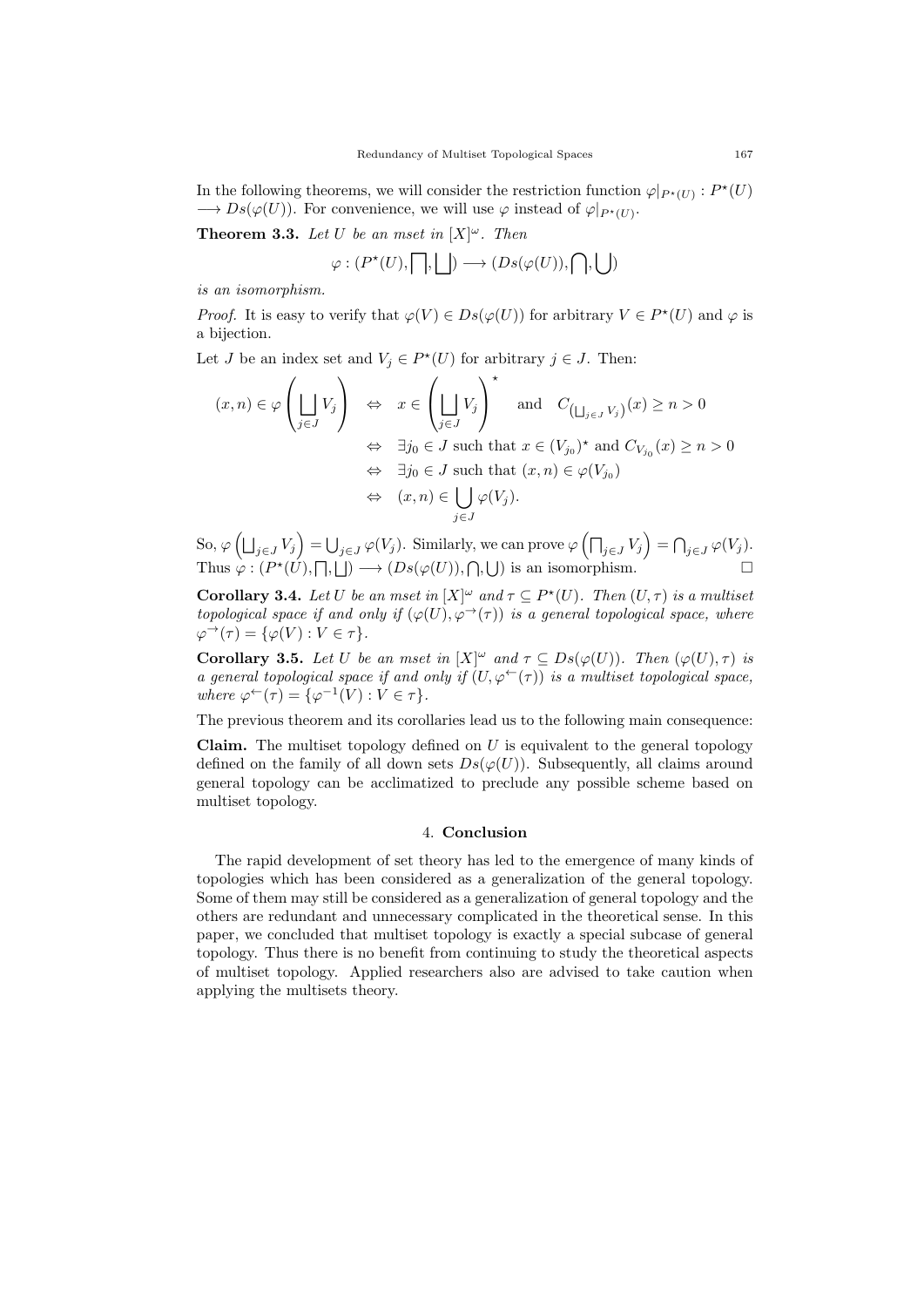In the following theorems, we will consider the restriction function $\varphi|_{P^\star(U)} : P^\star(U) \longrightarrow Ds(\varphi(U))$. For convenience, we will use $\varphi$ instead of $\varphi|_{P^\star(U)}$.

**Theorem 3.3.** *Let $U$ be an mset in $[X]^\omega$. Then*

$$\varphi : (P^\star(U), \bigsqcap, \bigsqcup) \longrightarrow (Ds(\varphi(U)), \bigcap, \bigcup)$$

*is an isomorphism.*

*Proof.* It is easy to verify that $\varphi(V) \in Ds(\varphi(U))$ for arbitrary $V \in P^\star(U)$ and $\varphi$ is a bijection.

Let $J$ be an index set and $V_j \in P^\star(U)$ for arbitrary $j \in J$. Then:

$$\begin{aligned}
(x,n) \in \varphi\left(\bigsqcup_{j\in J} V_j\right) &\Leftrightarrow x \in \left(\bigsqcup_{j\in J} V_j\right)^\star \quad \text{and} \quad C_{\left(\bigsqcup_{j\in J} V_j\right)}(x) \geq n > 0 \\
&\Leftrightarrow \exists j_0 \in J \text{ such that } x \in (V_{j_0})^\star \text{ and } C_{V_{j_0}}(x) \geq n > 0 \\
&\Leftrightarrow \exists j_0 \in J \text{ such that } (x,n) \in \varphi(V_{j_0}) \\
&\Leftrightarrow (x,n) \in \bigcup_{j\in J} \varphi(V_j).
\end{aligned}$$

So, $\varphi\left(\bigsqcup_{j\in J} V_j\right) = \bigcup_{j\in J} \varphi(V_j)$. Similarly, we can prove $\varphi\left(\bigsqcap_{j\in J} V_j\right) = \bigcap_{j\in J} \varphi(V_j)$. Thus $\varphi : (P^\star(U), \bigsqcap, \bigsqcup) \longrightarrow (Ds(\varphi(U)), \bigcap, \bigcup)$ is an isomorphism. □

**Corollary 3.4.** *Let $U$ be an mset in $[X]^\omega$ and $\tau \subseteq P^\star(U)$. Then $(U, \tau)$ is a multiset topological space if and only if $(\varphi(U), \varphi^\rightarrow(\tau))$ is a general topological space, where $\varphi^\rightarrow(\tau) = \{\varphi(V) : V \in \tau\}$.*

**Corollary 3.5.** *Let $U$ be an mset in $[X]^\omega$ and $\tau \subseteq Ds(\varphi(U))$. Then $(\varphi(U), \tau)$ is a general topological space if and only if $(U, \varphi^\leftarrow(\tau))$ is a multiset topological space, where $\varphi^\leftarrow(\tau) = \{\varphi^{-1}(V) : V \in \tau\}$.*

The previous theorem and its corollaries lead us to the following main consequence:

**Claim.** The multiset topology defined on $U$ is equivalent to the general topology defined on the family of all down sets $Ds(\varphi(U))$. Subsequently, all claims around general topology can be acclimatized to preclude any possible scheme based on multiset topology.

## 4. **Conclusion**

The rapid development of set theory has led to the emergence of many kinds of topologies which has been considered as a generalization of the general topology. Some of them may still be considered as a generalization of general topology and the others are redundant and unnecessary complicated in the theoretical sense. In this paper, we concluded that multiset topology is exactly a special subcase of general topology. Thus there is no benefit from continuing to study the theoretical aspects of multiset topology. Applied researchers also are advised to take caution when applying the multisets theory.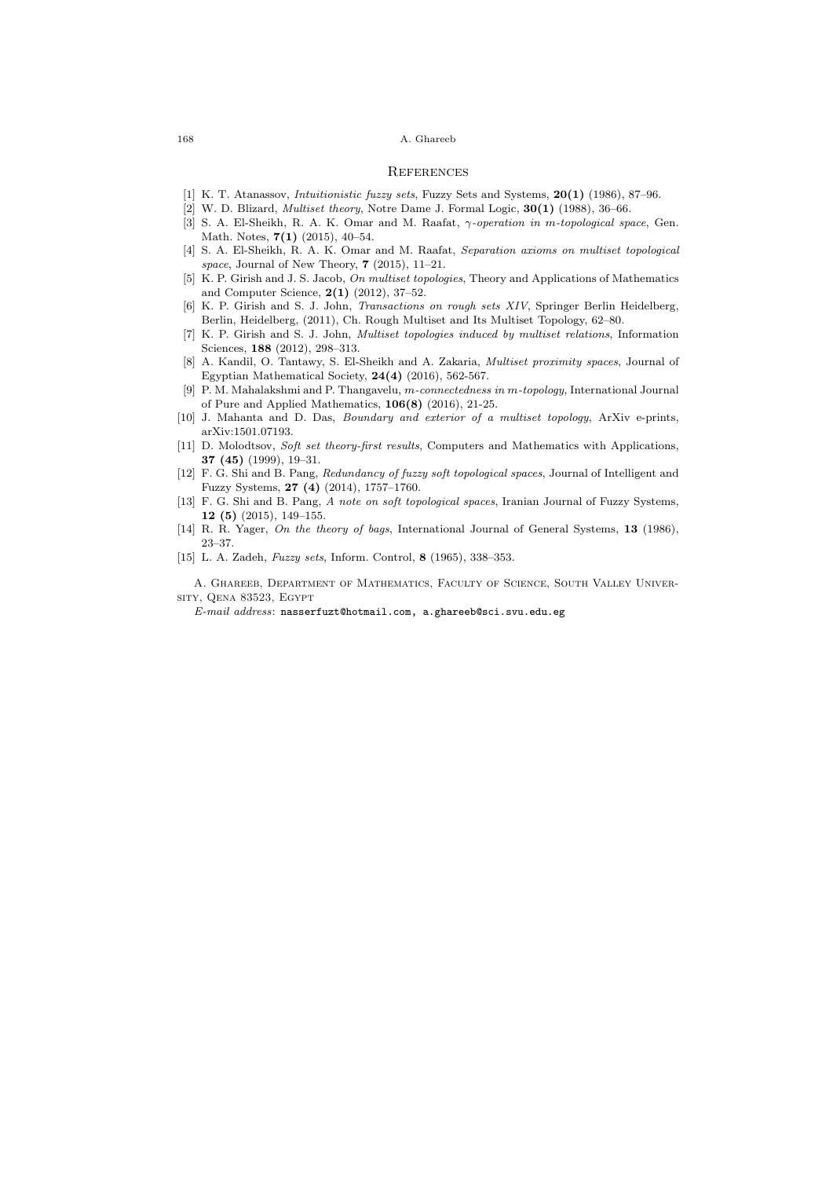## References

[1] K. T. Atanassov, *Intuitionistic fuzzy sets*, Fuzzy Sets and Systems, **20(1)** (1986), 87–96.

[2] W. D. Blizard, *Multiset theory*, Notre Dame J. Formal Logic, **30(1)** (1988), 36–66.

[3] S. A. El-Sheikh, R. A. K. Omar and M. Raafat, *$\gamma$-operation in $m$-topological space*, Gen. Math. Notes, **7(1)** (2015), 40–54.

[4] S. A. El-Sheikh, R. A. K. Omar and M. Raafat, *Separation axioms on multiset topological space*, Journal of New Theory, **7** (2015), 11–21.

[5] K. P. Girish and J. S. Jacob, *On multiset topologies*, Theory and Applications of Mathematics and Computer Science, **2(1)** (2012), 37–52.

[6] K. P. Girish and S. J. John, *Transactions on rough sets XIV*, Springer Berlin Heidelberg, Berlin, Heidelberg, (2011), Ch. Rough Multiset and Its Multiset Topology, 62–80.

[7] K. P. Girish and S. J. John, *Multiset topologies induced by multiset relations*, Information Sciences, **188** (2012), 298–313.

[8] A. Kandil, O. Tantawy, S. El-Sheikh and A. Zakaria, *Multiset proximity spaces*, Journal of Egyptian Mathematical Society, **24(4)** (2016), 562-567.

[9] P. M. Mahalakshmi and P. Thangavelu, *$m$-connectedness in $m$-topology*, International Journal of Pure and Applied Mathematics, **106(8)** (2016), 21-25.

[10] J. Mahanta and D. Das, *Boundary and exterior of a multiset topology*, ArXiv e-prints, arXiv:1501.07193.

[11] D. Molodtsov, *Soft set theory-first results*, Computers and Mathematics with Applications, **37 (45)** (1999), 19–31.

[12] F. G. Shi and B. Pang, *Redundancy of fuzzy soft topological spaces*, Journal of Intelligent and Fuzzy Systems, **27 (4)** (2014), 1757–1760.

[13] F. G. Shi and B. Pang, *A note on soft topological spaces*, Iranian Journal of Fuzzy Systems, **12 (5)** (2015), 149–155.

[14] R. R. Yager, *On the theory of bags*, International Journal of General Systems, **13** (1986), 23–37.

[15] L. A. Zadeh, *Fuzzy sets*, Inform. Control, **8** (1965), 338–353.

A. Ghareeb, Department of Mathematics, Faculty of Science, South Valley University, Qena 83523, Egypt

*E-mail address*: nasserfuzt@hotmail.com, a.ghareeb@sci.svu.edu.eg